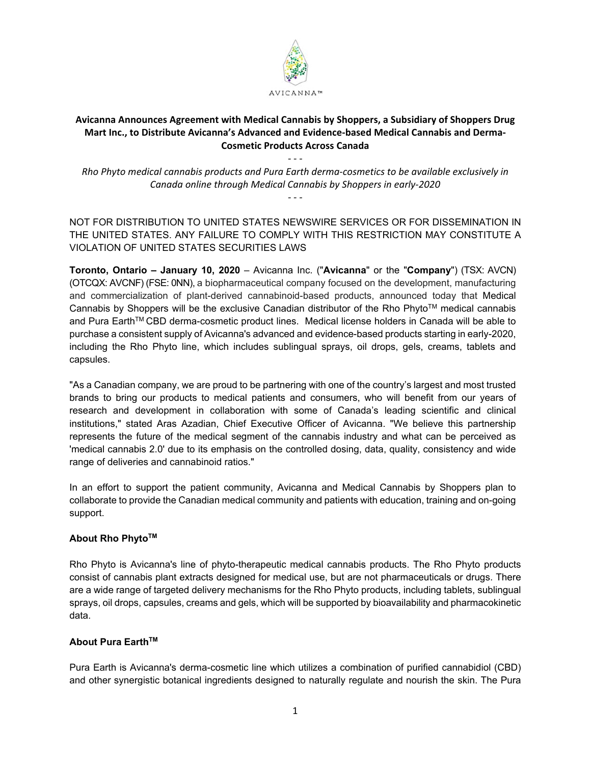AVICANNA™

# Avicanna Announces Agreement with Medical Cannabis by Shoppers, a Subsidiary of Shoppers Drug Mart Inc., to Distribute Avicanna's Advanced and Evidence-based Medical Cannabis and Derma-Cosmetic Products Across Canada

\- - -

*Rho Phyto medical cannabis products and Pura Earth derma-cosmetics to be available exclusively in Canada online through Medical Cannabis by Shoppers in early-2020*

\- - -

NOT FOR DISTRIBUTION TO UNITED STATES NEWSWIRE SERVICES OR FOR DISSEMINATION IN THE UNITED STATES. ANY FAILURE TO COMPLY WITH THIS RESTRICTION MAY CONSTITUTE A VIOLATION OF UNITED STATES SECURITIES LAWS

**Toronto, Ontario – January 10, 2020** – Avicanna Inc. ("**Avicanna**" or the "**Company**") (TSX: AVCN) (OTCQX: AVCNF) (FSE: 0NN), a biopharmaceutical company focused on the development, manufacturing and commercialization of plant-derived cannabinoid-based products, announced today that Medical Cannabis by Shoppers will be the exclusive Canadian distributor of the Rho Phyto™ medical cannabis and Pura Earth™ CBD derma-cosmetic product lines. Medical license holders in Canada will be able to purchase a consistent supply of Avicanna's advanced and evidence-based products starting in early-2020, including the Rho Phyto line, which includes sublingual sprays, oil drops, gels, creams, tablets and capsules.

"As a Canadian company, we are proud to be partnering with one of the country's largest and most trusted brands to bring our products to medical patients and consumers, who will benefit from our years of research and development in collaboration with some of Canada's leading scientific and clinical institutions," stated Aras Azadian, Chief Executive Officer of Avicanna. "We believe this partnership represents the future of the medical segment of the cannabis industry and what can be perceived as 'medical cannabis 2.0' due to its emphasis on the controlled dosing, data, quality, consistency and wide range of deliveries and cannabinoid ratios."

In an effort to support the patient community, Avicanna and Medical Cannabis by Shoppers plan to collaborate to provide the Canadian medical community and patients with education, training and on-going support.

## About Rho Phyto™

Rho Phyto is Avicanna's line of phyto-therapeutic medical cannabis products. The Rho Phyto products consist of cannabis plant extracts designed for medical use, but are not pharmaceuticals or drugs. There are a wide range of targeted delivery mechanisms for the Rho Phyto products, including tablets, sublingual sprays, oil drops, capsules, creams and gels, which will be supported by bioavailability and pharmacokinetic data.

## About Pura Earth™

Pura Earth is Avicanna's derma-cosmetic line which utilizes a combination of purified cannabidiol (CBD) and other synergistic botanical ingredients designed to naturally regulate and nourish the skin. The Pura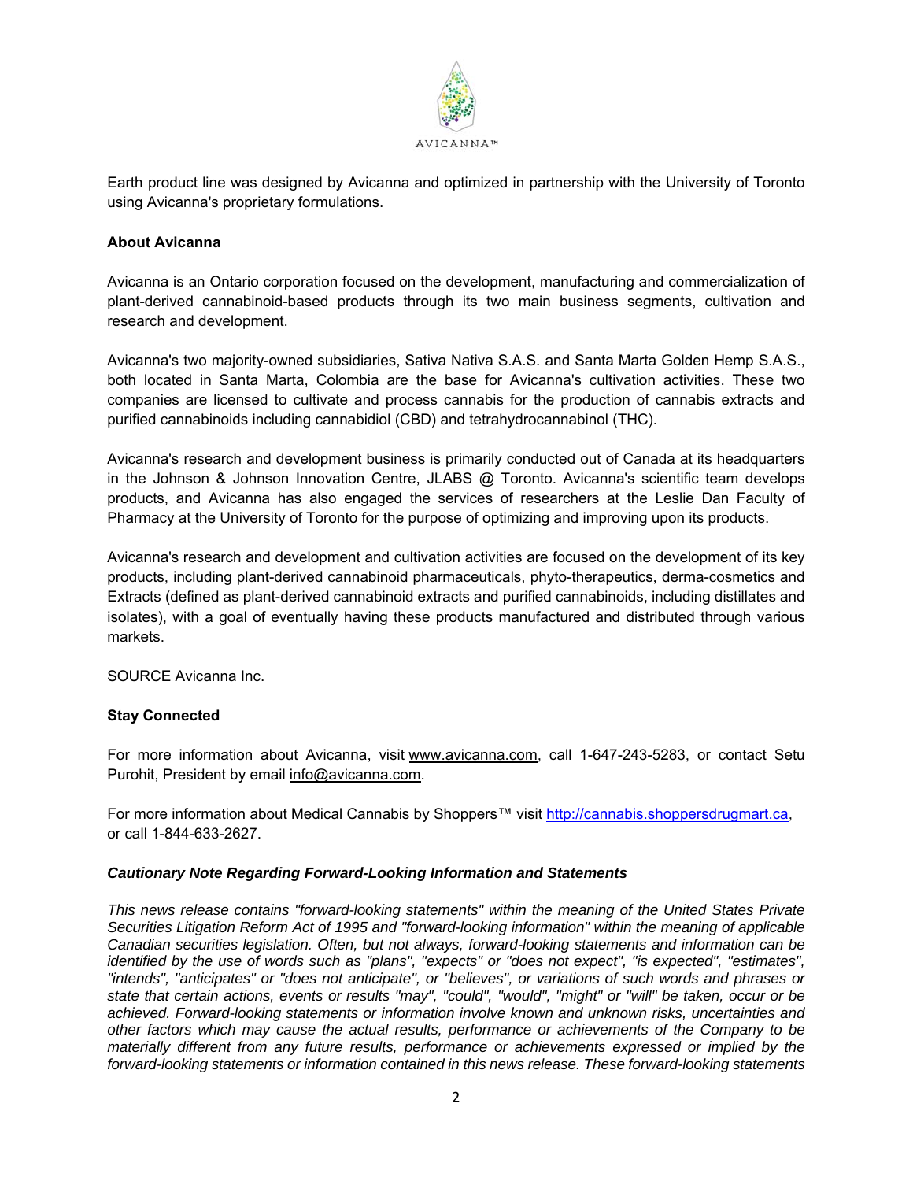Earth product line was designed by Avicanna and optimized in partnership with the University of Toronto using Avicanna's proprietary formulations.

**About Avicanna**

Avicanna is an Ontario corporation focused on the development, manufacturing and commercialization of plant-derived cannabinoid-based products through its two main business segments, cultivation and research and development.

Avicanna's two majority-owned subsidiaries, Sativa Nativa S.A.S. and Santa Marta Golden Hemp S.A.S., both located in Santa Marta, Colombia are the base for Avicanna's cultivation activities. These two companies are licensed to cultivate and process cannabis for the production of cannabis extracts and purified cannabinoids including cannabidiol (CBD) and tetrahydrocannabinol (THC).

Avicanna's research and development business is primarily conducted out of Canada at its headquarters in the Johnson & Johnson Innovation Centre, JLABS @ Toronto. Avicanna's scientific team develops products, and Avicanna has also engaged the services of researchers at the Leslie Dan Faculty of Pharmacy at the University of Toronto for the purpose of optimizing and improving upon its products.

Avicanna's research and development and cultivation activities are focused on the development of its key products, including plant-derived cannabinoid pharmaceuticals, phyto-therapeutics, derma-cosmetics and Extracts (defined as plant-derived cannabinoid extracts and purified cannabinoids, including distillates and isolates), with a goal of eventually having these products manufactured and distributed through various markets.

SOURCE Avicanna Inc.

**Stay Connected**

For more information about Avicanna, visit www.avicanna.com, call 1-647-243-5283, or contact Setu Purohit, President by email info@avicanna.com.

For more information about Medical Cannabis by Shoppers™ visit http://cannabis.shoppersdrugmart.ca, or call 1-844-633-2627.

***Cautionary Note Regarding Forward-Looking Information and Statements***

*This news release contains "forward-looking statements" within the meaning of the United States Private Securities Litigation Reform Act of 1995 and "forward-looking information" within the meaning of applicable Canadian securities legislation. Often, but not always, forward-looking statements and information can be identified by the use of words such as "plans", "expects" or "does not expect", "is expected", "estimates", "intends", "anticipates" or "does not anticipate", or "believes", or variations of such words and phrases or state that certain actions, events or results "may", "could", "would", "might" or "will" be taken, occur or be achieved. Forward-looking statements or information involve known and unknown risks, uncertainties and other factors which may cause the actual results, performance or achievements of the Company to be materially different from any future results, performance or achievements expressed or implied by the forward-looking statements or information contained in this news release. These forward-looking statements*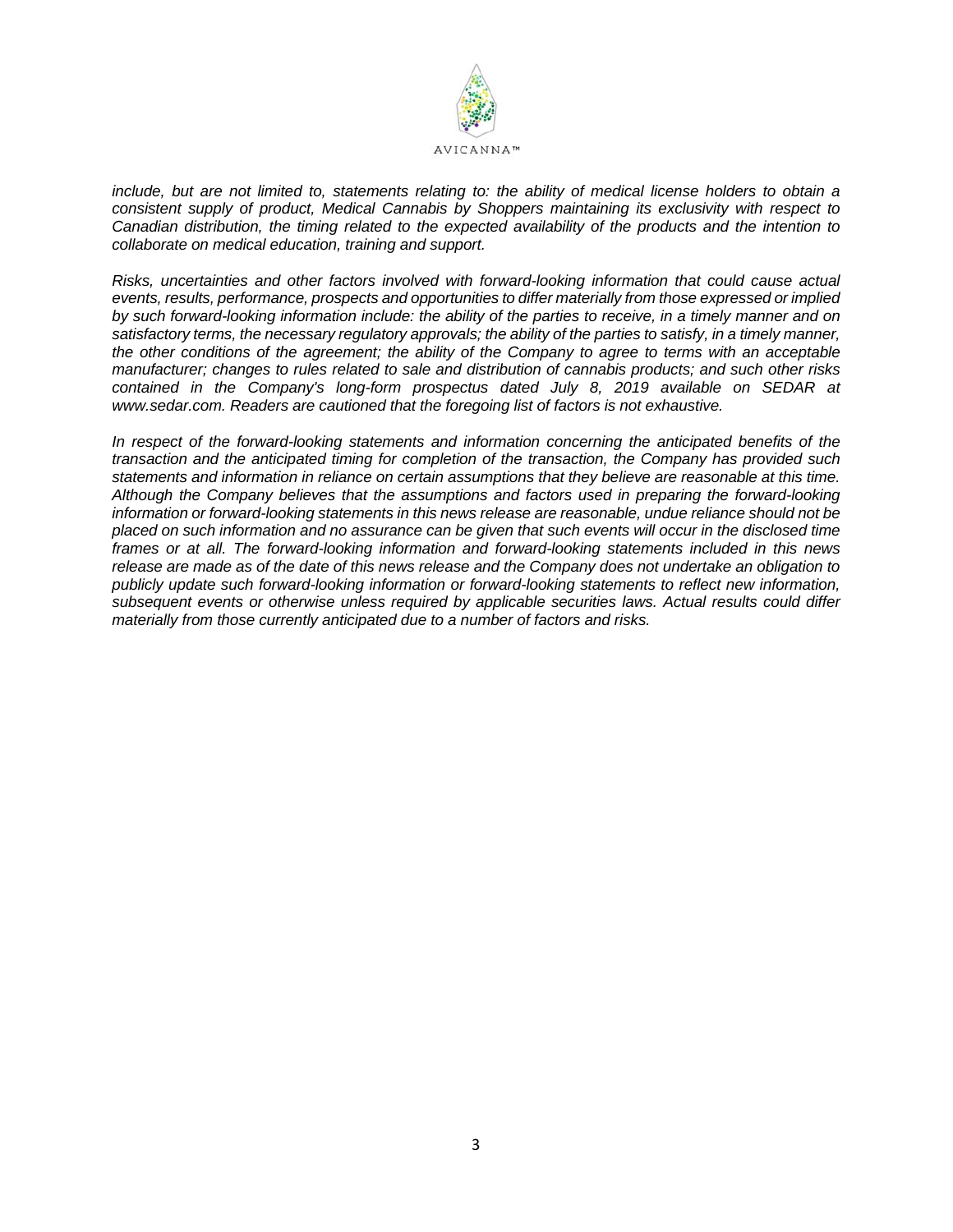*include, but are not limited to, statements relating to: the ability of medical license holders to obtain a consistent supply of product, Medical Cannabis by Shoppers maintaining its exclusivity with respect to Canadian distribution, the timing related to the expected availability of the products and the intention to collaborate on medical education, training and support.*

*Risks, uncertainties and other factors involved with forward-looking information that could cause actual events, results, performance, prospects and opportunities to differ materially from those expressed or implied by such forward-looking information include: the ability of the parties to receive, in a timely manner and on satisfactory terms, the necessary regulatory approvals; the ability of the parties to satisfy, in a timely manner, the other conditions of the agreement; the ability of the Company to agree to terms with an acceptable manufacturer; changes to rules related to sale and distribution of cannabis products; and such other risks contained in the Company's long-form prospectus dated July 8, 2019 available on SEDAR at www.sedar.com. Readers are cautioned that the foregoing list of factors is not exhaustive.*

*In respect of the forward-looking statements and information concerning the anticipated benefits of the transaction and the anticipated timing for completion of the transaction, the Company has provided such statements and information in reliance on certain assumptions that they believe are reasonable at this time. Although the Company believes that the assumptions and factors used in preparing the forward-looking information or forward-looking statements in this news release are reasonable, undue reliance should not be placed on such information and no assurance can be given that such events will occur in the disclosed time frames or at all. The forward-looking information and forward-looking statements included in this news release are made as of the date of this news release and the Company does not undertake an obligation to publicly update such forward-looking information or forward-looking statements to reflect new information, subsequent events or otherwise unless required by applicable securities laws. Actual results could differ materially from those currently anticipated due to a number of factors and risks.*